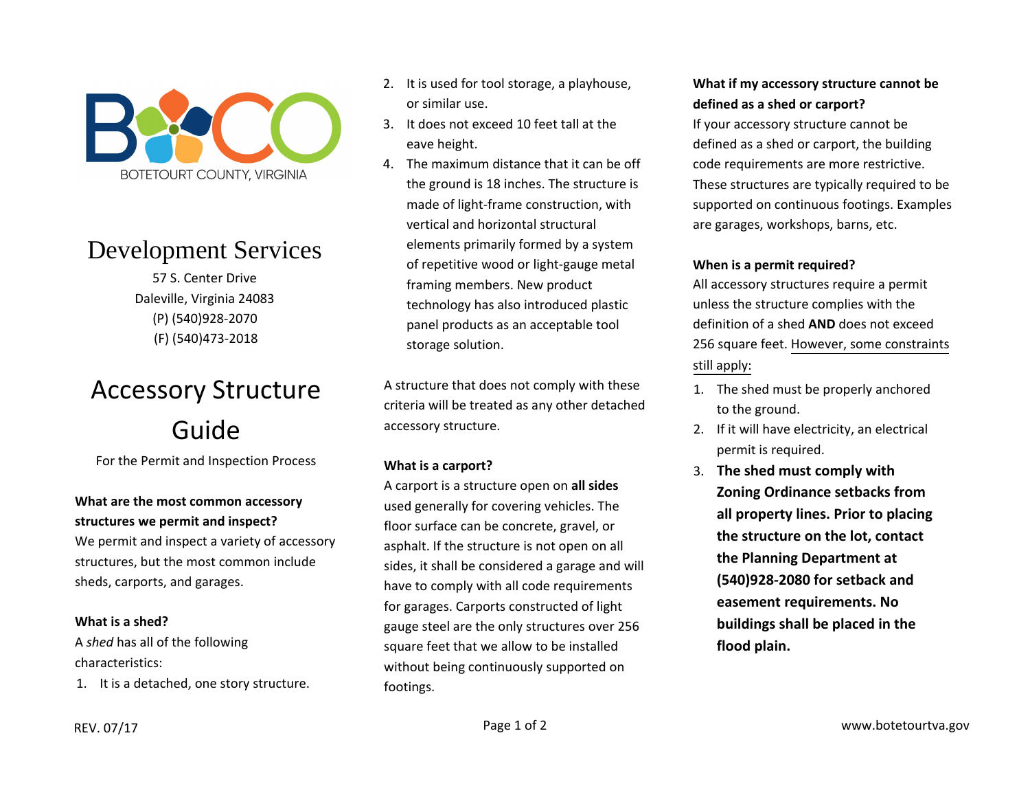BOTETOURT COUNTY, VIRGINIA

# Development Services

57 S. Center Drive
Daleville, Virginia 24083
(P) (540)928-2070
(F) (540)473-2018

# Accessory Structure Guide

For the Permit and Inspection Process

**What are the most common accessory structures we permit and inspect?**

We permit and inspect a variety of accessory structures, but the most common include sheds, carports, and garages.

**What is a shed?**

A *shed* has all of the following characteristics:

1. It is a detached, one story structure.
2. It is used for tool storage, a playhouse, or similar use.
3. It does not exceed 10 feet tall at the eave height.
4. The maximum distance that it can be off the ground is 18 inches. The structure is made of light-frame construction, with vertical and horizontal structural elements primarily formed by a system of repetitive wood or light-gauge metal framing members. New product technology has also introduced plastic panel products as an acceptable tool storage solution.

A structure that does not comply with these criteria will be treated as any other detached accessory structure.

**What is a carport?**

A carport is a structure open on **all sides** used generally for covering vehicles. The floor surface can be concrete, gravel, or asphalt. If the structure is not open on all sides, it shall be considered a garage and will have to comply with all code requirements for garages. Carports constructed of light gauge steel are the only structures over 256 square feet that we allow to be installed without being continuously supported on footings.

**What if my accessory structure cannot be defined as a shed or carport?**

If your accessory structure cannot be defined as a shed or carport, the building code requirements are more restrictive. These structures are typically required to be supported on continuous footings. Examples are garages, workshops, barns, etc.

**When is a permit required?**

All accessory structures require a permit unless the structure complies with the definition of a shed **AND** does not exceed 256 square feet. <u>However, some constraints still apply:</u>

1. The shed must be properly anchored to the ground.
2. If it will have electricity, an electrical permit is required.
3. **The shed must comply with Zoning Ordinance setbacks from all property lines. Prior to placing the structure on the lot, contact the Planning Department at (540)928-2080 for setback and easement requirements. No buildings shall be placed in the flood plain.**

REV. 07/17

www.botetourtva.gov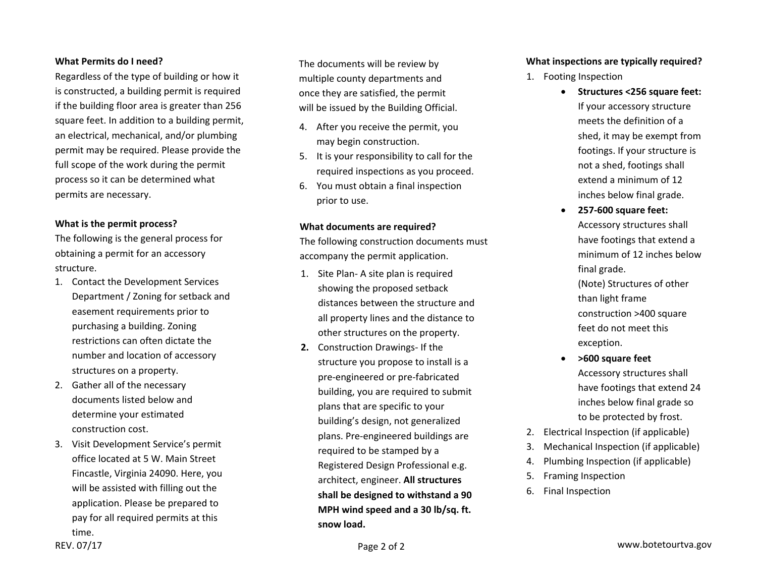**What Permits do I need?**

Regardless of the type of building or how it is constructed, a building permit is required if the building floor area is greater than 256 square feet. In addition to a building permit, an electrical, mechanical, and/or plumbing permit may be required. Please provide the full scope of the work during the permit process so it can be determined what permits are necessary.

**What is the permit process?**

The following is the general process for obtaining a permit for an accessory structure.

1. Contact the Development Services Department / Zoning for setback and easement requirements prior to purchasing a building. Zoning restrictions can often dictate the number and location of accessory structures on a property.
2. Gather all of the necessary documents listed below and determine your estimated construction cost.
3. Visit Development Service's permit office located at 5 W. Main Street Fincastle, Virginia 24090. Here, you will be assisted with filling out the application. Please be prepared to pay for all required permits at this time.

   The documents will be review by multiple county departments and once they are satisfied, the permit will be issued by the Building Official.
4. After you receive the permit, you may begin construction.
5. It is your responsibility to call for the required inspections as you proceed.
6. You must obtain a final inspection prior to use.

**What documents are required?**

The following construction documents must accompany the permit application.

1. Site Plan- A site plan is required showing the proposed setback distances between the structure and all property lines and the distance to other structures on the property.
2. Construction Drawings- If the structure you propose to install is a pre-engineered or pre-fabricated building, you are required to submit plans that are specific to your building's design, not generalized plans. Pre-engineered buildings are required to be stamped by a Registered Design Professional e.g. architect, engineer. **All structures shall be designed to withstand a 90 MPH wind speed and a 30 lb/sq. ft. snow load.**

**What inspections are typically required?**

1. Footing Inspection
   - **Structures <256 square feet:** If your accessory structure meets the definition of a shed, it may be exempt from footings. If your structure is not a shed, footings shall extend a minimum of 12 inches below final grade.
   - **257-600 square feet:** Accessory structures shall have footings that extend a minimum of 12 inches below final grade.
     (Note) Structures of other than light frame construction >400 square feet do not meet this exception.
   - **>600 square feet** Accessory structures shall have footings that extend 24 inches below final grade so to be protected by frost.
2. Electrical Inspection (if applicable)
3. Mechanical Inspection (if applicable)
4. Plumbing Inspection (if applicable)
5. Framing Inspection
6. Final Inspection

REV. 07/17

www.botetourtva.gov